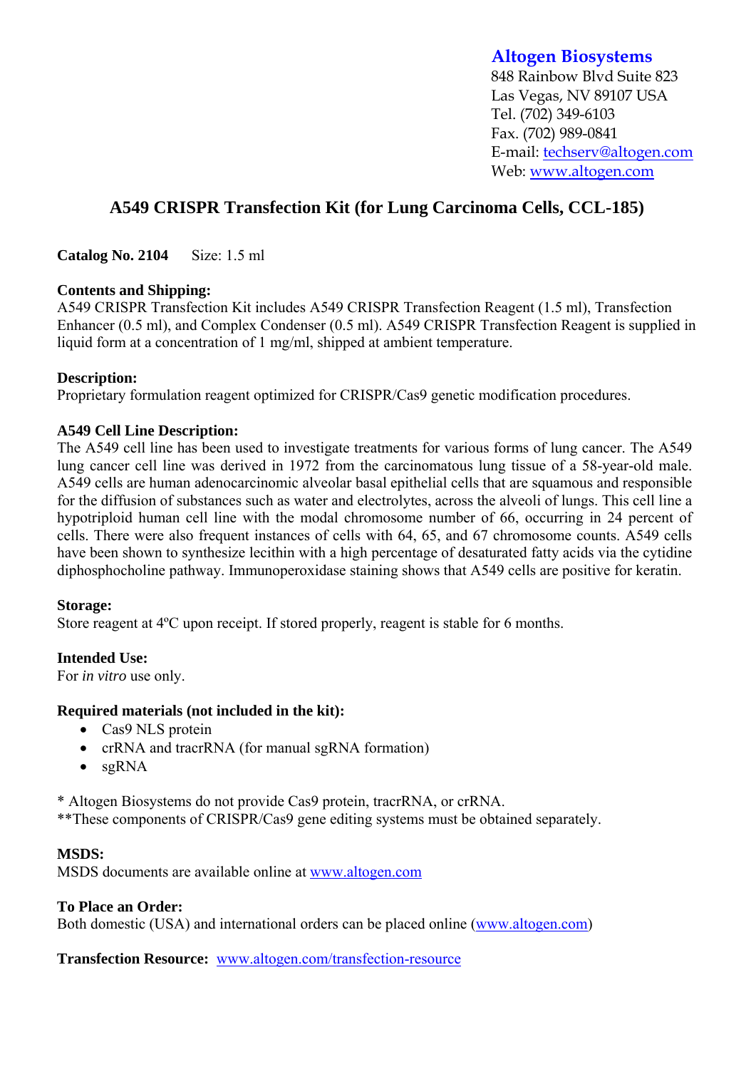**Altogen Biosystems**
848 Rainbow Blvd Suite 823
Las Vegas, NV 89107 USA
Tel. (702) 349-6103
Fax. (702) 989-0841
E-mail: techserv@altogen.com
Web: www.altogen.com

# A549 CRISPR Transfection Kit (for Lung Carcinoma Cells, CCL-185)

**Catalog No. 2104** Size: 1.5 ml

**Contents and Shipping:**
A549 CRISPR Transfection Kit includes A549 CRISPR Transfection Reagent (1.5 ml), Transfection Enhancer (0.5 ml), and Complex Condenser (0.5 ml). A549 CRISPR Transfection Reagent is supplied in liquid form at a concentration of 1 mg/ml, shipped at ambient temperature.

**Description:**
Proprietary formulation reagent optimized for CRISPR/Cas9 genetic modification procedures.

**A549 Cell Line Description:**
The A549 cell line has been used to investigate treatments for various forms of lung cancer. The A549 lung cancer cell line was derived in 1972 from the carcinomatous lung tissue of a 58-year-old male. A549 cells are human adenocarcinomic alveolar basal epithelial cells that are squamous and responsible for the diffusion of substances such as water and electrolytes, across the alveoli of lungs. This cell line a hypotriploid human cell line with the modal chromosome number of 66, occurring in 24 percent of cells. There were also frequent instances of cells with 64, 65, and 67 chromosome counts. A549 cells have been shown to synthesize lecithin with a high percentage of desaturated fatty acids via the cytidine diphosphocholine pathway. Immunoperoxidase staining shows that A549 cells are positive for keratin.

**Storage:**
Store reagent at 4ºC upon receipt. If stored properly, reagent is stable for 6 months.

**Intended Use:**
For *in vitro* use only.

**Required materials (not included in the kit):**

- Cas9 NLS protein
- crRNA and tracrRNA (for manual sgRNA formation)
- sgRNA

* Altogen Biosystems do not provide Cas9 protein, tracrRNA, or crRNA.
**These components of CRISPR/Cas9 gene editing systems must be obtained separately.

**MSDS:**
MSDS documents are available online at www.altogen.com

**To Place an Order:**
Both domestic (USA) and international orders can be placed online (www.altogen.com)

**Transfection Resource:** www.altogen.com/transfection-resource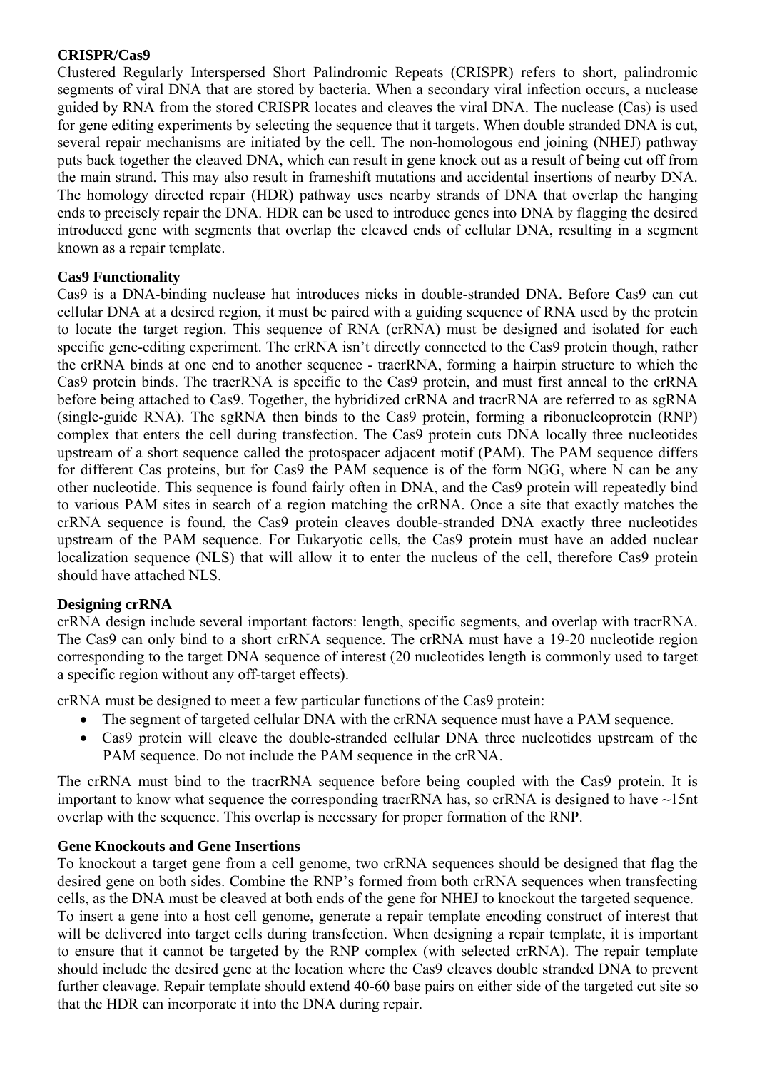**CRISPR/Cas9**

Clustered Regularly Interspersed Short Palindromic Repeats (CRISPR) refers to short, palindromic segments of viral DNA that are stored by bacteria. When a secondary viral infection occurs, a nuclease guided by RNA from the stored CRISPR locates and cleaves the viral DNA. The nuclease (Cas) is used for gene editing experiments by selecting the sequence that it targets. When double stranded DNA is cut, several repair mechanisms are initiated by the cell. The non-homologous end joining (NHEJ) pathway puts back together the cleaved DNA, which can result in gene knock out as a result of being cut off from the main strand. This may also result in frameshift mutations and accidental insertions of nearby DNA. The homology directed repair (HDR) pathway uses nearby strands of DNA that overlap the hanging ends to precisely repair the DNA. HDR can be used to introduce genes into DNA by flagging the desired introduced gene with segments that overlap the cleaved ends of cellular DNA, resulting in a segment known as a repair template.

**Cas9 Functionality**

Cas9 is a DNA-binding nuclease hat introduces nicks in double-stranded DNA. Before Cas9 can cut cellular DNA at a desired region, it must be paired with a guiding sequence of RNA used by the protein to locate the target region. This sequence of RNA (crRNA) must be designed and isolated for each specific gene-editing experiment. The crRNA isn't directly connected to the Cas9 protein though, rather the crRNA binds at one end to another sequence - tracrRNA, forming a hairpin structure to which the Cas9 protein binds. The tracrRNA is specific to the Cas9 protein, and must first anneal to the crRNA before being attached to Cas9. Together, the hybridized crRNA and tracrRNA are referred to as sgRNA (single-guide RNA). The sgRNA then binds to the Cas9 protein, forming a ribonucleoprotein (RNP) complex that enters the cell during transfection. The Cas9 protein cuts DNA locally three nucleotides upstream of a short sequence called the protospacer adjacent motif (PAM). The PAM sequence differs for different Cas proteins, but for Cas9 the PAM sequence is of the form NGG, where N can be any other nucleotide. This sequence is found fairly often in DNA, and the Cas9 protein will repeatedly bind to various PAM sites in search of a region matching the crRNA. Once a site that exactly matches the crRNA sequence is found, the Cas9 protein cleaves double-stranded DNA exactly three nucleotides upstream of the PAM sequence. For Eukaryotic cells, the Cas9 protein must have an added nuclear localization sequence (NLS) that will allow it to enter the nucleus of the cell, therefore Cas9 protein should have attached NLS.

**Designing crRNA**

crRNA design include several important factors: length, specific segments, and overlap with tracrRNA. The Cas9 can only bind to a short crRNA sequence. The crRNA must have a 19-20 nucleotide region corresponding to the target DNA sequence of interest (20 nucleotides length is commonly used to target a specific region without any off-target effects).

crRNA must be designed to meet a few particular functions of the Cas9 protein:

- The segment of targeted cellular DNA with the crRNA sequence must have a PAM sequence.
- Cas9 protein will cleave the double-stranded cellular DNA three nucleotides upstream of the PAM sequence. Do not include the PAM sequence in the crRNA.

The crRNA must bind to the tracrRNA sequence before being coupled with the Cas9 protein. It is important to know what sequence the corresponding tracrRNA has, so crRNA is designed to have ~15nt overlap with the sequence. This overlap is necessary for proper formation of the RNP.

**Gene Knockouts and Gene Insertions**

To knockout a target gene from a cell genome, two crRNA sequences should be designed that flag the desired gene on both sides. Combine the RNP's formed from both crRNA sequences when transfecting cells, as the DNA must be cleaved at both ends of the gene for NHEJ to knockout the targeted sequence.

To insert a gene into a host cell genome, generate a repair template encoding construct of interest that will be delivered into target cells during transfection. When designing a repair template, it is important to ensure that it cannot be targeted by the RNP complex (with selected crRNA). The repair template should include the desired gene at the location where the Cas9 cleaves double stranded DNA to prevent further cleavage. Repair template should extend 40-60 base pairs on either side of the targeted cut site so that the HDR can incorporate it into the DNA during repair.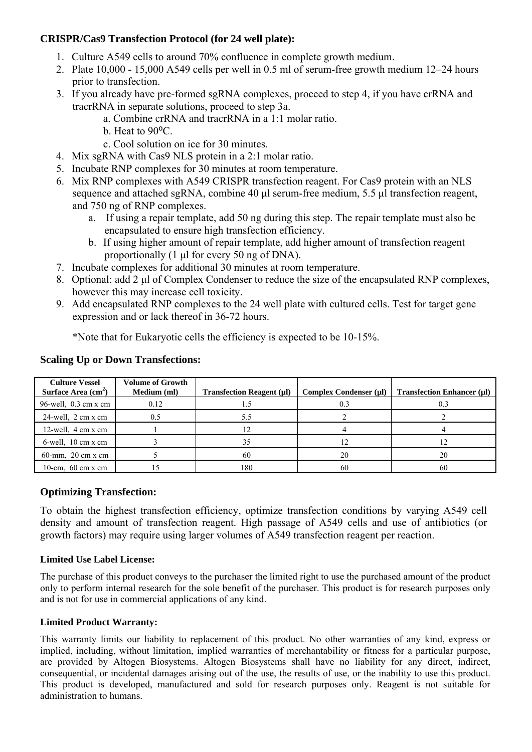**CRISPR/Cas9 Transfection Protocol (for 24 well plate):**

1. Culture A549 cells to around 70% confluence in complete growth medium.
2. Plate 10,000 - 15,000 A549 cells per well in 0.5 ml of serum-free growth medium 12–24 hours prior to transfection.
3. If you already have pre-formed sgRNA complexes, proceed to step 4, if you have crRNA and tracrRNA in separate solutions, proceed to step 3a.
   a. Combine crRNA and tracrRNA in a 1:1 molar ratio.
   b. Heat to 90$^{o}$C.
   c. Cool solution on ice for 30 minutes.
4. Mix sgRNA with Cas9 NLS protein in a 2:1 molar ratio.
5. Incubate RNP complexes for 30 minutes at room temperature.
6. Mix RNP complexes with A549 CRISPR transfection reagent. For Cas9 protein with an NLS sequence and attached sgRNA, combine 40 µl serum-free medium, 5.5 µl transfection reagent, and 750 ng of RNP complexes.
   a. If using a repair template, add 50 ng during this step. The repair template must also be encapsulated to ensure high transfection efficiency.
   b. If using higher amount of repair template, add higher amount of transfection reagent proportionally (1 µl for every 50 ng of DNA).
7. Incubate complexes for additional 30 minutes at room temperature.
8. Optional: add 2 µl of Complex Condenser to reduce the size of the encapsulated RNP complexes, however this may increase cell toxicity.
9. Add encapsulated RNP complexes to the 24 well plate with cultured cells. Test for target gene expression and or lack thereof in 36-72 hours.

*Note that for Eukaryotic cells the efficiency is expected to be 10-15%.

## Scaling Up or Down Transfections:

| Culture Vessel Surface Area ($cm^2$) | Volume of Growth Medium (ml) | Transfection Reagent (µl) | Complex Condenser (µl) | Transfection Enhancer (µl) |
|---|---|---|---|---|
| 96-well, 0.3 cm x cm | 0.12 | 1.5 | 0.3 | 0.3 |
| 24-well, 2 cm x cm | 0.5 | 5.5 | 2 | 2 |
| 12-well, 4 cm x cm | 1 | 12 | 4 | 4 |
| 6-well, 10 cm x cm | 3 | 35 | 12 | 12 |
| 60-mm, 20 cm x cm | 5 | 60 | 20 | 20 |
| 10-cm, 60 cm x cm | 15 | 180 | 60 | 60 |

## Optimizing Transfection:

To obtain the highest transfection efficiency, optimize transfection conditions by varying A549 cell density and amount of transfection reagent. High passage of A549 cells and use of antibiotics (or growth factors) may require using larger volumes of A549 transfection reagent per reaction.

### Limited Use Label License:

The purchase of this product conveys to the purchaser the limited right to use the purchased amount of the product only to perform internal research for the sole benefit of the purchaser. This product is for research purposes only and is not for use in commercial applications of any kind.

### Limited Product Warranty:

This warranty limits our liability to replacement of this product. No other warranties of any kind, express or implied, including, without limitation, implied warranties of merchantability or fitness for a particular purpose, are provided by Altogen Biosystems. Altogen Biosystems shall have no liability for any direct, indirect, consequential, or incidental damages arising out of the use, the results of use, or the inability to use this product. This product is developed, manufactured and sold for research purposes only. Reagent is not suitable for administration to humans.